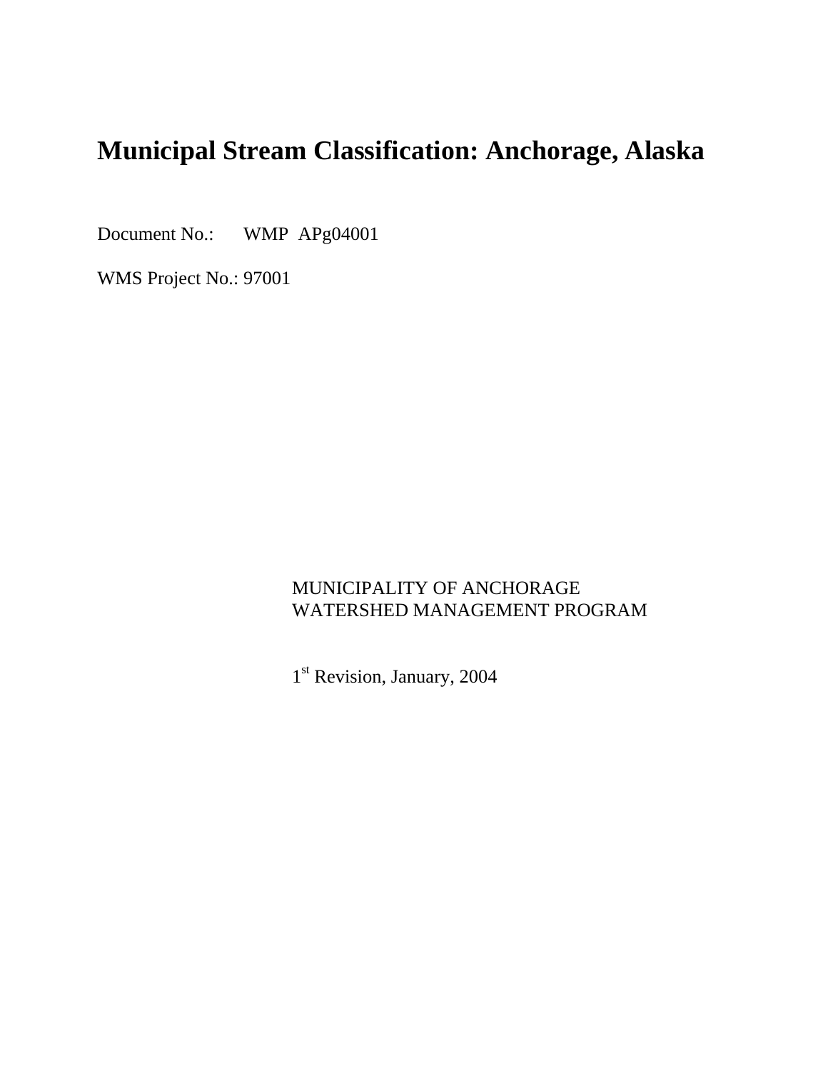# Municipal Stream Classification: Anchorage, Alaska

Document No.: WMP APg04001

WMS Project No.: 97001

MUNICIPALITY OF ANCHORAGE
WATERSHED MANAGEMENT PROGRAM

1st Revision, January, 2004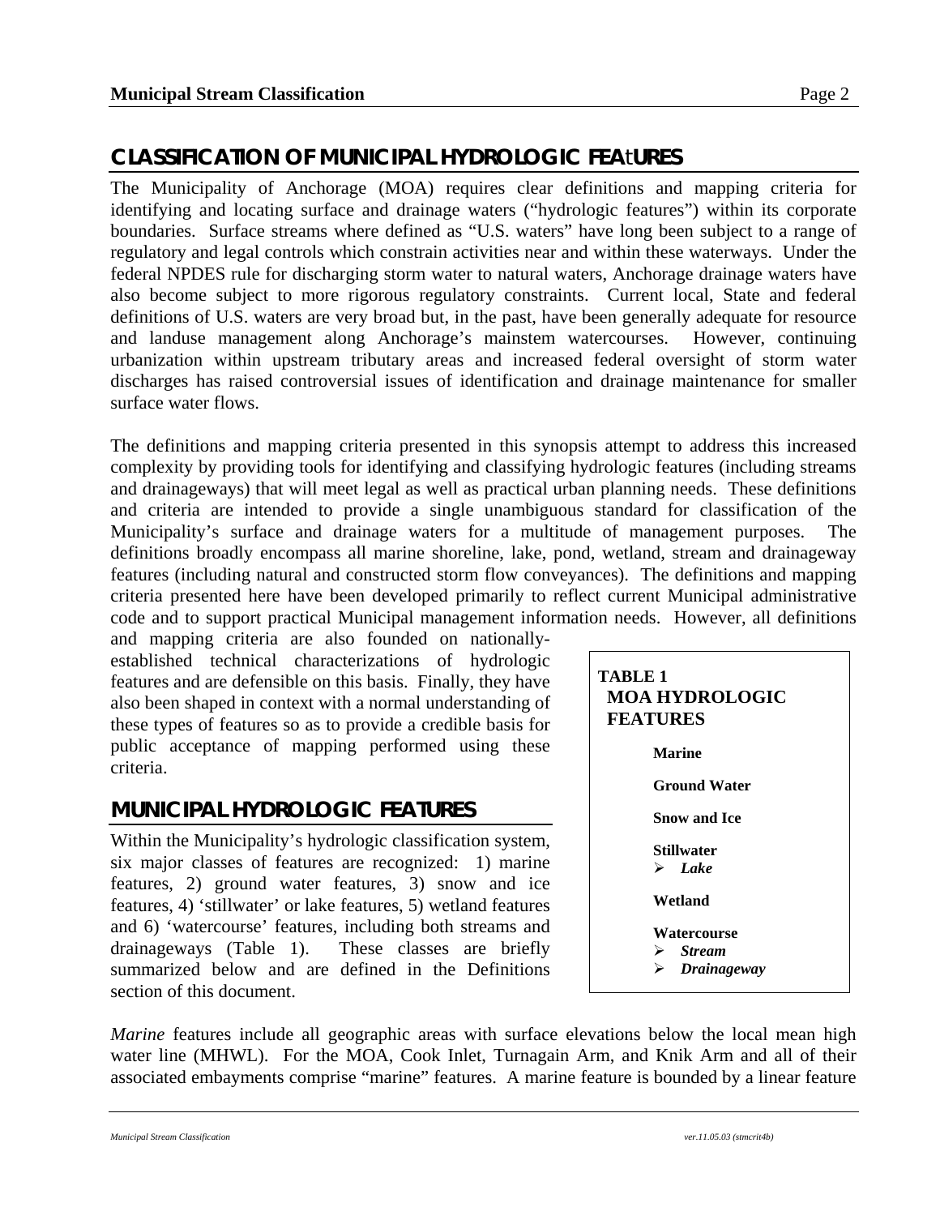## CLASSIFICATION OF MUNICIPAL HYDROLOGIC FEAtURES

The Municipality of Anchorage (MOA) requires clear definitions and mapping criteria for identifying and locating surface and drainage waters ("hydrologic features") within its corporate boundaries. Surface streams where defined as "U.S. waters" have long been subject to a range of regulatory and legal controls which constrain activities near and within these waterways. Under the federal NPDES rule for discharging storm water to natural waters, Anchorage drainage waters have also become subject to more rigorous regulatory constraints. Current local, State and federal definitions of U.S. waters are very broad but, in the past, have been generally adequate for resource and landuse management along Anchorage's mainstem watercourses. However, continuing urbanization within upstream tributary areas and increased federal oversight of storm water discharges has raised controversial issues of identification and drainage maintenance for smaller surface water flows.

The definitions and mapping criteria presented in this synopsis attempt to address this increased complexity by providing tools for identifying and classifying hydrologic features (including streams and drainageways) that will meet legal as well as practical urban planning needs. These definitions and criteria are intended to provide a single unambiguous standard for classification of the Municipality's surface and drainage waters for a multitude of management purposes. The definitions broadly encompass all marine shoreline, lake, pond, wetland, stream and drainageway features (including natural and constructed storm flow conveyances). The definitions and mapping criteria presented here have been developed primarily to reflect current Municipal administrative code and to support practical Municipal management information needs. However, all definitions and mapping criteria are also founded on nationally-established technical characterizations of hydrologic features and are defensible on this basis. Finally, they have also been shaped in context with a normal understanding of these types of features so as to provide a credible basis for public acceptance of mapping performed using these criteria.

## MUNICIPAL HYDROLOGIC FEATURES

Within the Municipality's hydrologic classification system, six major classes of features are recognized: 1) marine features, 2) ground water features, 3) snow and ice features, 4) 'stillwater' or lake features, 5) wetland features and 6) 'watercourse' features, including both streams and drainageways (Table 1). These classes are briefly summarized below and are defined in the Definitions section of this document.

**TABLE 1**
**MOA HYDROLOGIC FEATURES**

- **Marine**
- **Ground Water**
- **Snow and Ice**
- **Stillwater**
  - ***Lake***
- **Wetland**
- **Watercourse**
  - ***Stream***
  - ***Drainageway***

*Marine* features include all geographic areas with surface elevations below the local mean high water line (MHWL). For the MOA, Cook Inlet, Turnagain Arm, and Knik Arm and all of their associated embayments comprise "marine" features. A marine feature is bounded by a linear feature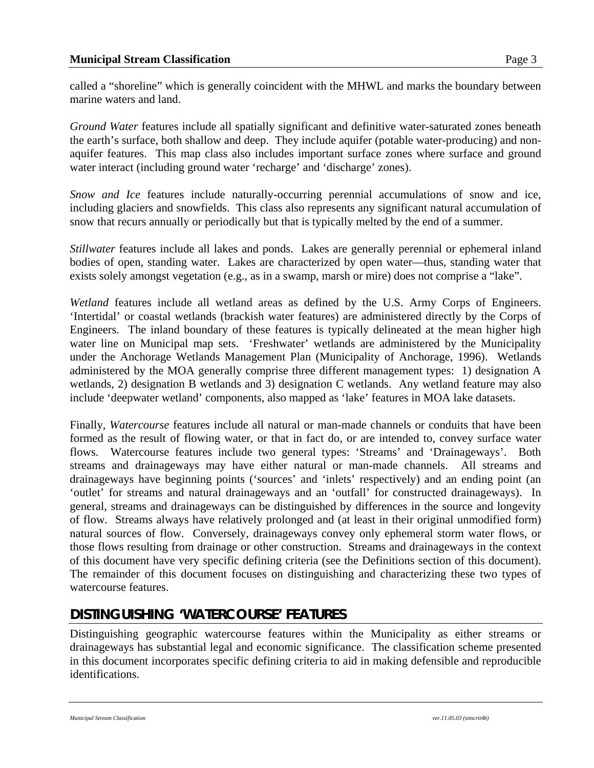called a "shoreline" which is generally coincident with the MHWL and marks the boundary between marine waters and land.

*Ground Water* features include all spatially significant and definitive water-saturated zones beneath the earth's surface, both shallow and deep. They include aquifer (potable water-producing) and non-aquifer features. This map class also includes important surface zones where surface and ground water interact (including ground water 'recharge' and 'discharge' zones).

*Snow and Ice* features include naturally-occurring perennial accumulations of snow and ice, including glaciers and snowfields. This class also represents any significant natural accumulation of snow that recurs annually or periodically but that is typically melted by the end of a summer.

*Stillwater* features include all lakes and ponds. Lakes are generally perennial or ephemeral inland bodies of open, standing water. Lakes are characterized by open water—thus, standing water that exists solely amongst vegetation (e.g., as in a swamp, marsh or mire) does not comprise a "lake".

*Wetland* features include all wetland areas as defined by the U.S. Army Corps of Engineers. 'Intertidal' or coastal wetlands (brackish water features) are administered directly by the Corps of Engineers. The inland boundary of these features is typically delineated at the mean higher high water line on Municipal map sets. 'Freshwater' wetlands are administered by the Municipality under the Anchorage Wetlands Management Plan (Municipality of Anchorage, 1996). Wetlands administered by the MOA generally comprise three different management types: 1) designation A wetlands, 2) designation B wetlands and 3) designation C wetlands. Any wetland feature may also include 'deepwater wetland' components, also mapped as 'lake' features in MOA lake datasets.

Finally, *Watercourse* features include all natural or man-made channels or conduits that have been formed as the result of flowing water, or that in fact do, or are intended to, convey surface water flows. Watercourse features include two general types: 'Streams' and 'Drainageways'. Both streams and drainageways may have either natural or man-made channels. All streams and drainageways have beginning points ('sources' and 'inlets' respectively) and an ending point (an 'outlet' for streams and natural drainageways and an 'outfall' for constructed drainageways). In general, streams and drainageways can be distinguished by differences in the source and longevity of flow. Streams always have relatively prolonged and (at least in their original unmodified form) natural sources of flow. Conversely, drainageways convey only ephemeral storm water flows, or those flows resulting from drainage or other construction. Streams and drainageways in the context of this document have very specific defining criteria (see the Definitions section of this document). The remainder of this document focuses on distinguishing and characterizing these two types of watercourse features.

## DISTINGUISHING 'WATERCOURSE' FEATURES

Distinguishing geographic watercourse features within the Municipality as either streams or drainageways has substantial legal and economic significance. The classification scheme presented in this document incorporates specific defining criteria to aid in making defensible and reproducible identifications.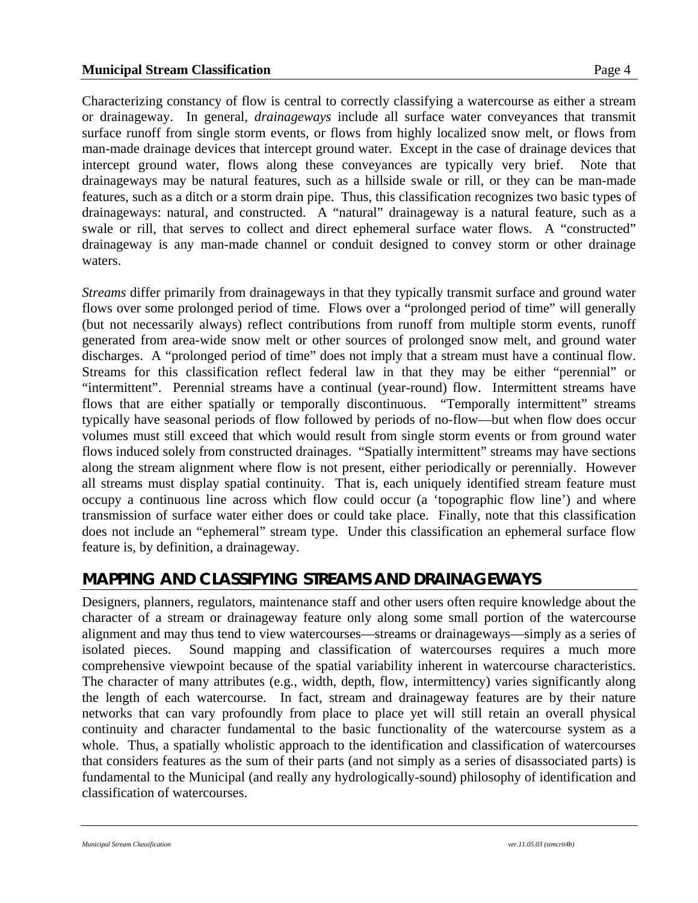Characterizing constancy of flow is central to correctly classifying a watercourse as either a stream or drainageway. In general, *drainageways* include all surface water conveyances that transmit surface runoff from single storm events, or flows from highly localized snow melt, or flows from man-made drainage devices that intercept ground water. Except in the case of drainage devices that intercept ground water, flows along these conveyances are typically very brief. Note that drainageways may be natural features, such as a hillside swale or rill, or they can be man-made features, such as a ditch or a storm drain pipe. Thus, this classification recognizes two basic types of drainageways: natural, and constructed. A "natural" drainageway is a natural feature, such as a swale or rill, that serves to collect and direct ephemeral surface water flows. A "constructed" drainageway is any man-made channel or conduit designed to convey storm or other drainage waters.

*Streams* differ primarily from drainageways in that they typically transmit surface and ground water flows over some prolonged period of time. Flows over a "prolonged period of time" will generally (but not necessarily always) reflect contributions from runoff from multiple storm events, runoff generated from area-wide snow melt or other sources of prolonged snow melt, and ground water discharges. A "prolonged period of time" does not imply that a stream must have a continual flow. Streams for this classification reflect federal law in that they may be either "perennial" or "intermittent". Perennial streams have a continual (year-round) flow. Intermittent streams have flows that are either spatially or temporally discontinuous. "Temporally intermittent" streams typically have seasonal periods of flow followed by periods of no-flow—but when flow does occur volumes must still exceed that which would result from single storm events or from ground water flows induced solely from constructed drainages. "Spatially intermittent" streams may have sections along the stream alignment where flow is not present, either periodically or perennially. However all streams must display spatial continuity. That is, each uniquely identified stream feature must occupy a continuous line across which flow could occur (a 'topographic flow line') and where transmission of surface water either does or could take place. Finally, note that this classification does not include an "ephemeral" stream type. Under this classification an ephemeral surface flow feature is, by definition, a drainageway.

## MAPPING AND CLASSIFYING STREAMS AND DRAINAGEWAYS

Designers, planners, regulators, maintenance staff and other users often require knowledge about the character of a stream or drainageway feature only along some small portion of the watercourse alignment and may thus tend to view watercourses—streams or drainageways—simply as a series of isolated pieces. Sound mapping and classification of watercourses requires a much more comprehensive viewpoint because of the spatial variability inherent in watercourse characteristics. The character of many attributes (e.g., width, depth, flow, intermittency) varies significantly along the length of each watercourse. In fact, stream and drainageway features are by their nature networks that can vary profoundly from place to place yet will still retain an overall physical continuity and character fundamental to the basic functionality of the watercourse system as a whole. Thus, a spatially wholistic approach to the identification and classification of watercourses that considers features as the sum of their parts (and not simply as a series of disassociated parts) is fundamental to the Municipal (and really any hydrologically-sound) philosophy of identification and classification of watercourses.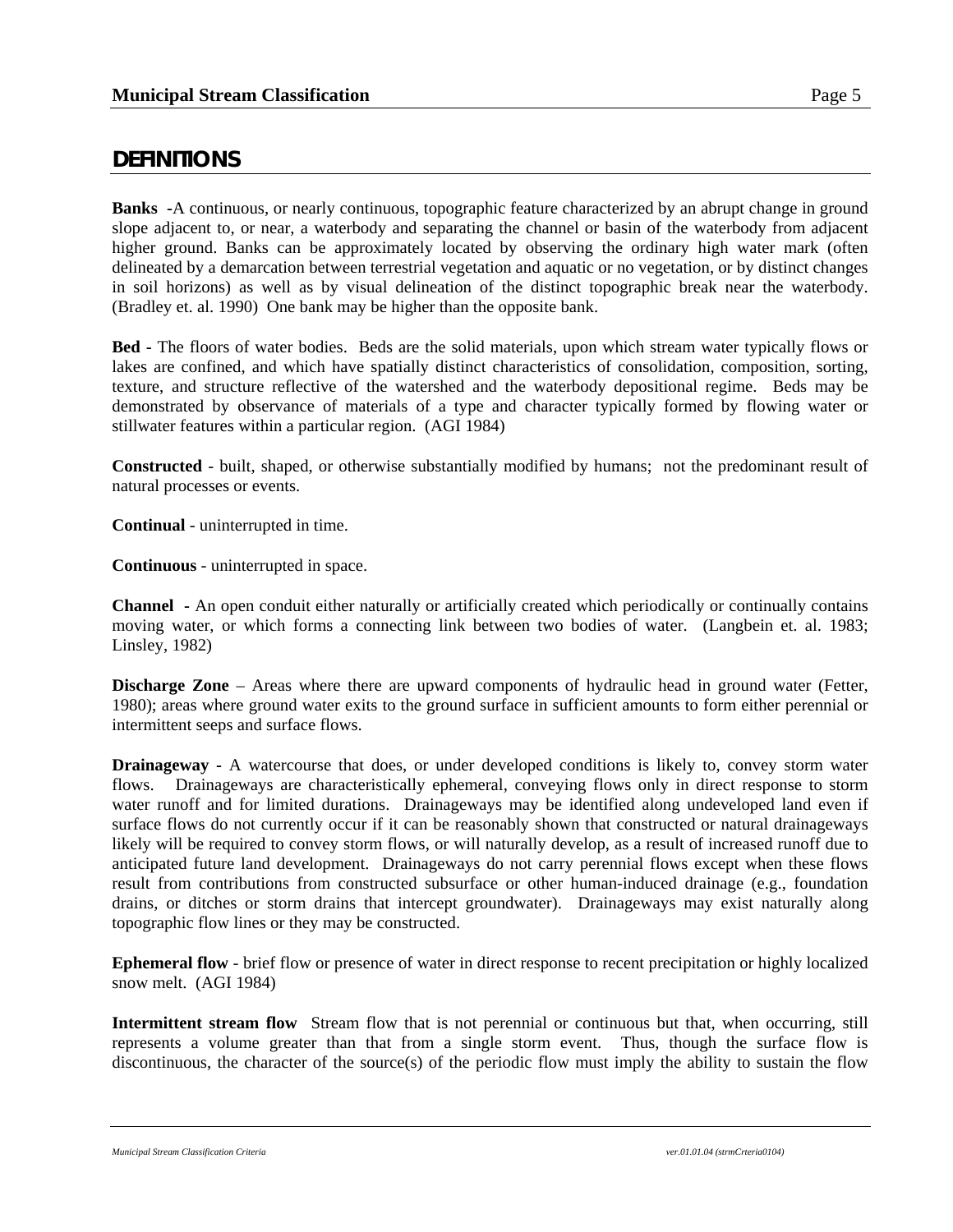## DEFINITIONS

**Banks** -A continuous, or nearly continuous, topographic feature characterized by an abrupt change in ground slope adjacent to, or near, a waterbody and separating the channel or basin of the waterbody from adjacent higher ground. Banks can be approximately located by observing the ordinary high water mark (often delineated by a demarcation between terrestrial vegetation and aquatic or no vegetation, or by distinct changes in soil horizons) as well as by visual delineation of the distinct topographic break near the waterbody. (Bradley et. al. 1990) One bank may be higher than the opposite bank.

**Bed** - The floors of water bodies. Beds are the solid materials, upon which stream water typically flows or lakes are confined, and which have spatially distinct characteristics of consolidation, composition, sorting, texture, and structure reflective of the watershed and the waterbody depositional regime. Beds may be demonstrated by observance of materials of a type and character typically formed by flowing water or stillwater features within a particular region. (AGI 1984)

**Constructed** - built, shaped, or otherwise substantially modified by humans; not the predominant result of natural processes or events.

**Continual** - uninterrupted in time.

**Continuous** - uninterrupted in space.

**Channel** - An open conduit either naturally or artificially created which periodically or continually contains moving water, or which forms a connecting link between two bodies of water. (Langbein et. al. 1983; Linsley, 1982)

**Discharge Zone** – Areas where there are upward components of hydraulic head in ground water (Fetter, 1980); areas where ground water exits to the ground surface in sufficient amounts to form either perennial or intermittent seeps and surface flows.

**Drainageway** - A watercourse that does, or under developed conditions is likely to, convey storm water flows. Drainageways are characteristically ephemeral, conveying flows only in direct response to storm water runoff and for limited durations. Drainageways may be identified along undeveloped land even if surface flows do not currently occur if it can be reasonably shown that constructed or natural drainageways likely will be required to convey storm flows, or will naturally develop, as a result of increased runoff due to anticipated future land development. Drainageways do not carry perennial flows except when these flows result from contributions from constructed subsurface or other human-induced drainage (e.g., foundation drains, or ditches or storm drains that intercept groundwater). Drainageways may exist naturally along topographic flow lines or they may be constructed.

**Ephemeral flow** - brief flow or presence of water in direct response to recent precipitation or highly localized snow melt. (AGI 1984)

**Intermittent stream flow** Stream flow that is not perennial or continuous but that, when occurring, still represents a volume greater than that from a single storm event. Thus, though the surface flow is discontinuous, the character of the source(s) of the periodic flow must imply the ability to sustain the flow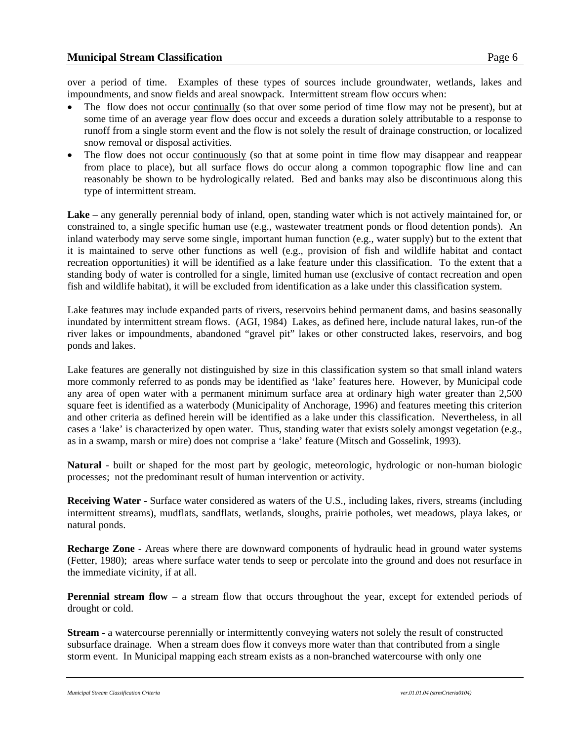over a period of time. Examples of these types of sources include groundwater, wetlands, lakes and impoundments, and snow fields and areal snowpack. Intermittent stream flow occurs when:

- The flow does not occur continually (so that over some period of time flow may not be present), but at some time of an average year flow does occur and exceeds a duration solely attributable to a response to runoff from a single storm event and the flow is not solely the result of drainage construction, or localized snow removal or disposal activities.
- The flow does not occur continuously (so that at some point in time flow may disappear and reappear from place to place), but all surface flows do occur along a common topographic flow line and can reasonably be shown to be hydrologically related. Bed and banks may also be discontinuous along this type of intermittent stream.

**Lake** – any generally perennial body of inland, open, standing water which is not actively maintained for, or constrained to, a single specific human use (e.g., wastewater treatment ponds or flood detention ponds). An inland waterbody may serve some single, important human function (e.g., water supply) but to the extent that it is maintained to serve other functions as well (e.g., provision of fish and wildlife habitat and contact recreation opportunities) it will be identified as a lake feature under this classification. To the extent that a standing body of water is controlled for a single, limited human use (exclusive of contact recreation and open fish and wildlife habitat), it will be excluded from identification as a lake under this classification system.

Lake features may include expanded parts of rivers, reservoirs behind permanent dams, and basins seasonally inundated by intermittent stream flows. (AGI, 1984) Lakes, as defined here, include natural lakes, run-of the river lakes or impoundments, abandoned "gravel pit" lakes or other constructed lakes, reservoirs, and bog ponds and lakes.

Lake features are generally not distinguished by size in this classification system so that small inland waters more commonly referred to as ponds may be identified as 'lake' features here. However, by Municipal code any area of open water with a permanent minimum surface area at ordinary high water greater than 2,500 square feet is identified as a waterbody (Municipality of Anchorage, 1996) and features meeting this criterion and other criteria as defined herein will be identified as a lake under this classification. Nevertheless, in all cases a 'lake' is characterized by open water. Thus, standing water that exists solely amongst vegetation (e.g., as in a swamp, marsh or mire) does not comprise a 'lake' feature (Mitsch and Gosselink, 1993).

**Natural** - built or shaped for the most part by geologic, meteorologic, hydrologic or non-human biologic processes; not the predominant result of human intervention or activity.

**Receiving Water** - Surface water considered as waters of the U.S., including lakes, rivers, streams (including intermittent streams), mudflats, sandflats, wetlands, sloughs, prairie potholes, wet meadows, playa lakes, or natural ponds.

**Recharge Zone** - Areas where there are downward components of hydraulic head in ground water systems (Fetter, 1980); areas where surface water tends to seep or percolate into the ground and does not resurface in the immediate vicinity, if at all.

**Perennial stream flow** – a stream flow that occurs throughout the year, except for extended periods of drought or cold.

**Stream** - a watercourse perennially or intermittently conveying waters not solely the result of constructed subsurface drainage. When a stream does flow it conveys more water than that contributed from a single storm event. In Municipal mapping each stream exists as a non-branched watercourse with only one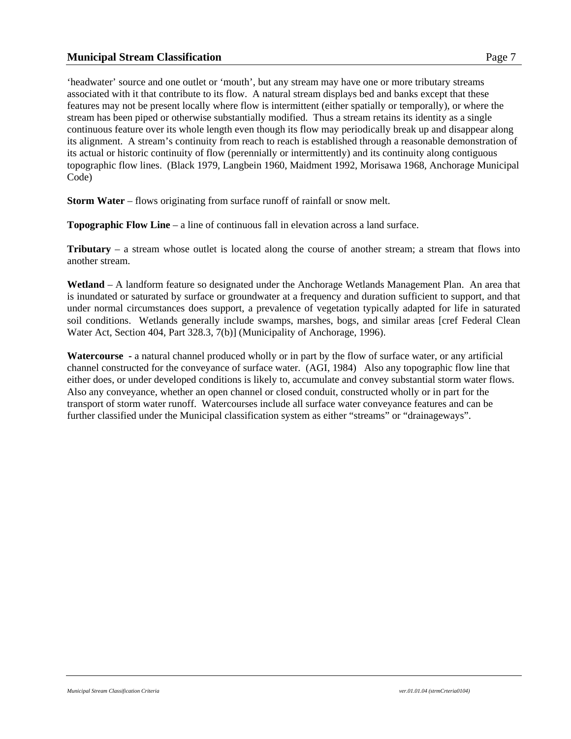'headwater' source and one outlet or 'mouth', but any stream may have one or more tributary streams associated with it that contribute to its flow. A natural stream displays bed and banks except that these features may not be present locally where flow is intermittent (either spatially or temporally), or where the stream has been piped or otherwise substantially modified. Thus a stream retains its identity as a single continuous feature over its whole length even though its flow may periodically break up and disappear along its alignment. A stream's continuity from reach to reach is established through a reasonable demonstration of its actual or historic continuity of flow (perennially or intermittently) and its continuity along contiguous topographic flow lines. (Black 1979, Langbein 1960, Maidment 1992, Morisawa 1968, Anchorage Municipal Code)

**Storm Water** – flows originating from surface runoff of rainfall or snow melt.

**Topographic Flow Line** – a line of continuous fall in elevation across a land surface.

**Tributary** – a stream whose outlet is located along the course of another stream; a stream that flows into another stream.

**Wetland** – A landform feature so designated under the Anchorage Wetlands Management Plan. An area that is inundated or saturated by surface or groundwater at a frequency and duration sufficient to support, and that under normal circumstances does support, a prevalence of vegetation typically adapted for life in saturated soil conditions. Wetlands generally include swamps, marshes, bogs, and similar areas [cref Federal Clean Water Act, Section 404, Part 328.3, 7(b)] (Municipality of Anchorage, 1996).

**Watercourse** - a natural channel produced wholly or in part by the flow of surface water, or any artificial channel constructed for the conveyance of surface water. (AGI, 1984) Also any topographic flow line that either does, or under developed conditions is likely to, accumulate and convey substantial storm water flows. Also any conveyance, whether an open channel or closed conduit, constructed wholly or in part for the transport of storm water runoff. Watercourses include all surface water conveyance features and can be further classified under the Municipal classification system as either "streams" or "drainageways".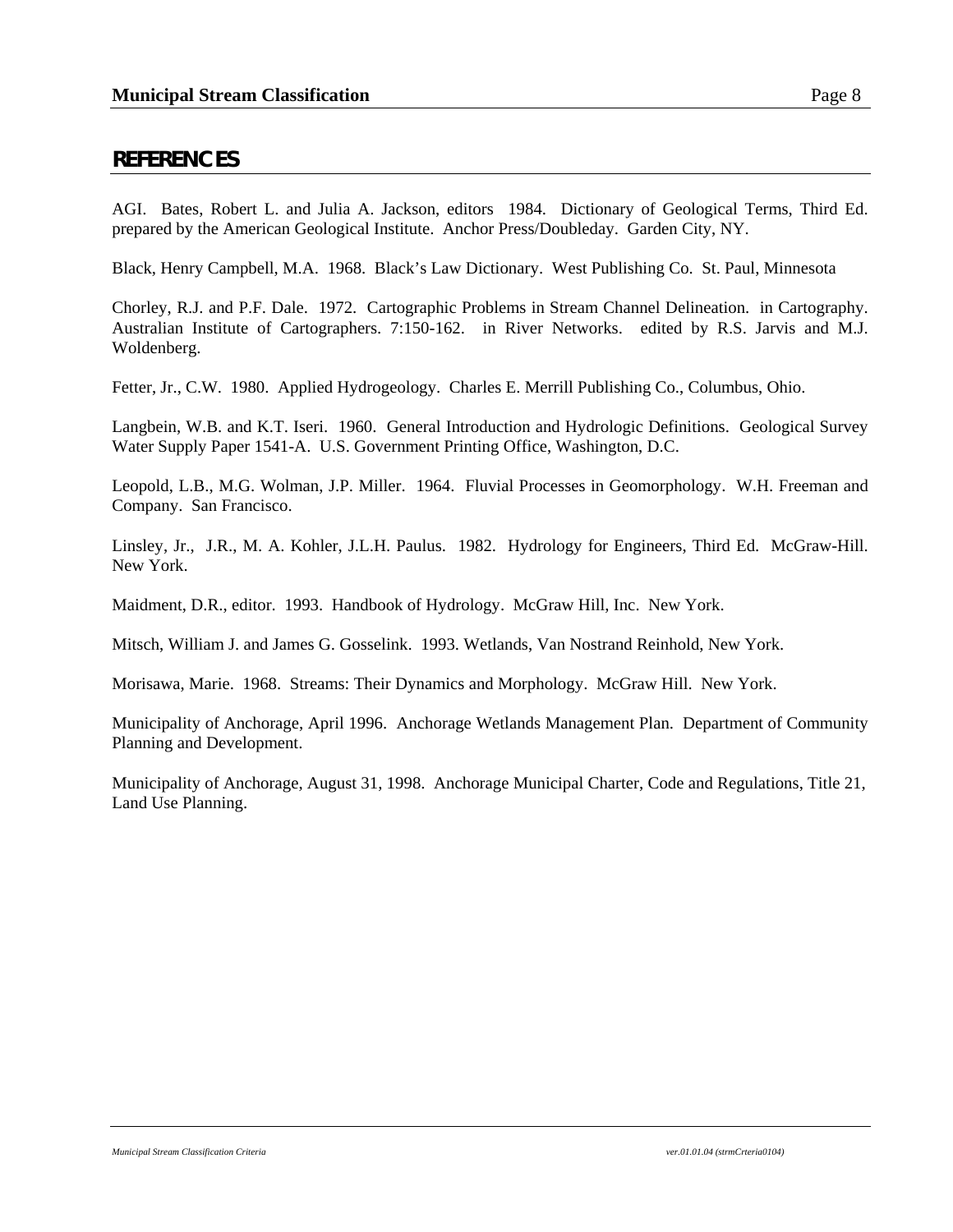## REFERENCES

AGI. Bates, Robert L. and Julia A. Jackson, editors 1984. Dictionary of Geological Terms, Third Ed. prepared by the American Geological Institute. Anchor Press/Doubleday. Garden City, NY.

Black, Henry Campbell, M.A. 1968. Black's Law Dictionary. West Publishing Co. St. Paul, Minnesota

Chorley, R.J. and P.F. Dale. 1972. Cartographic Problems in Stream Channel Delineation. in Cartography. Australian Institute of Cartographers. 7:150-162. in River Networks. edited by R.S. Jarvis and M.J. Woldenberg.

Fetter, Jr., C.W. 1980. Applied Hydrogeology. Charles E. Merrill Publishing Co., Columbus, Ohio.

Langbein, W.B. and K.T. Iseri. 1960. General Introduction and Hydrologic Definitions. Geological Survey Water Supply Paper 1541-A. U.S. Government Printing Office, Washington, D.C.

Leopold, L.B., M.G. Wolman, J.P. Miller. 1964. Fluvial Processes in Geomorphology. W.H. Freeman and Company. San Francisco.

Linsley, Jr., J.R., M. A. Kohler, J.L.H. Paulus. 1982. Hydrology for Engineers, Third Ed. McGraw-Hill. New York.

Maidment, D.R., editor. 1993. Handbook of Hydrology. McGraw Hill, Inc. New York.

Mitsch, William J. and James G. Gosselink. 1993. Wetlands, Van Nostrand Reinhold, New York.

Morisawa, Marie. 1968. Streams: Their Dynamics and Morphology. McGraw Hill. New York.

Municipality of Anchorage, April 1996. Anchorage Wetlands Management Plan. Department of Community Planning and Development.

Municipality of Anchorage, August 31, 1998. Anchorage Municipal Charter, Code and Regulations, Title 21, Land Use Planning.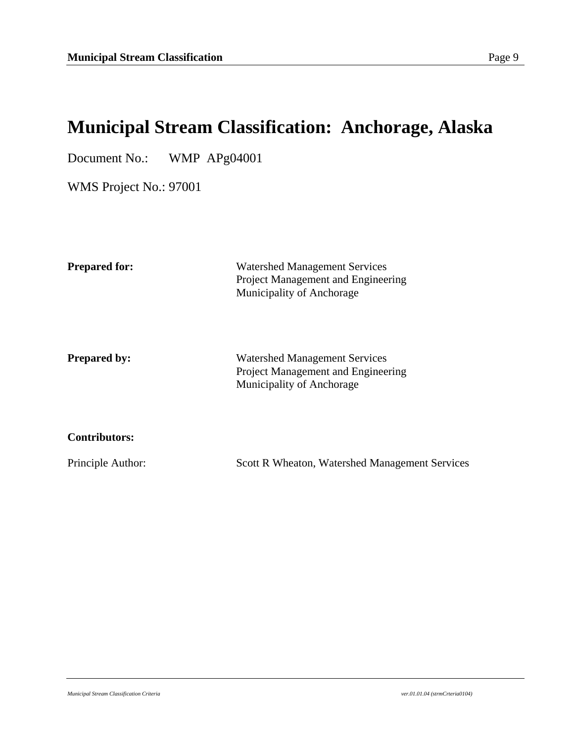# Municipal Stream Classification: Anchorage, Alaska

Document No.: WMP APg04001

WMS Project No.: 97001

| | |
|---|---|
| **Prepared for:** | Watershed Management Services<br>Project Management and Engineering<br>Municipality of Anchorage |
| **Prepared by:** | Watershed Management Services<br>Project Management and Engineering<br>Municipality of Anchorage |

**Contributors:**

Principle Author: Scott R Wheaton, Watershed Management Services